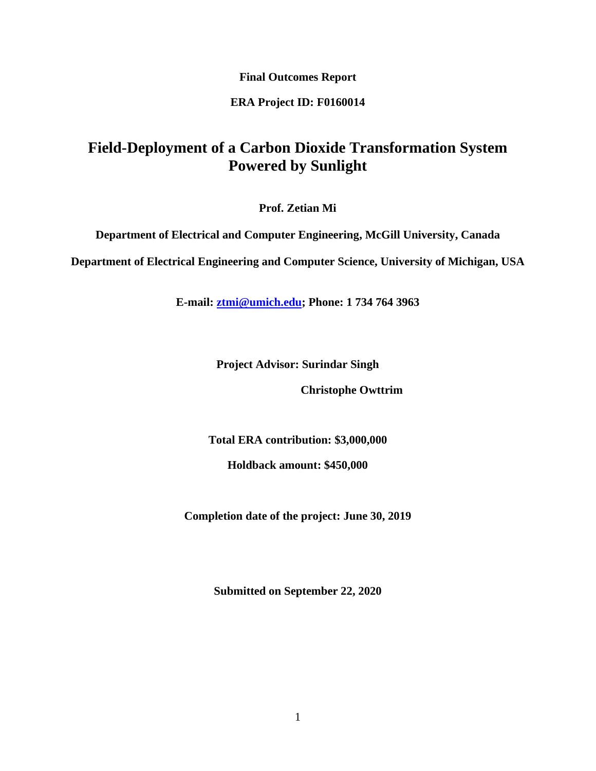**Final Outcomes Report**

**ERA Project ID: F0160014**

# Field-Deployment of a Carbon Dioxide Transformation System Powered by Sunlight

**Prof. Zetian Mi**

**Department of Electrical and Computer Engineering, McGill University, Canada**

**Department of Electrical Engineering and Computer Science, University of Michigan, USA**

**E-mail: [ztmi@umich.edu](mailto:ztmi@umich.edu); Phone: 1 734 764 3963**

**Project Advisor: Surindar Singh**

**Christophe Owttrim**

**Total ERA contribution: $3,000,000**

**Holdback amount: $450,000**

**Completion date of the project: June 30, 2019**

**Submitted on September 22, 2020**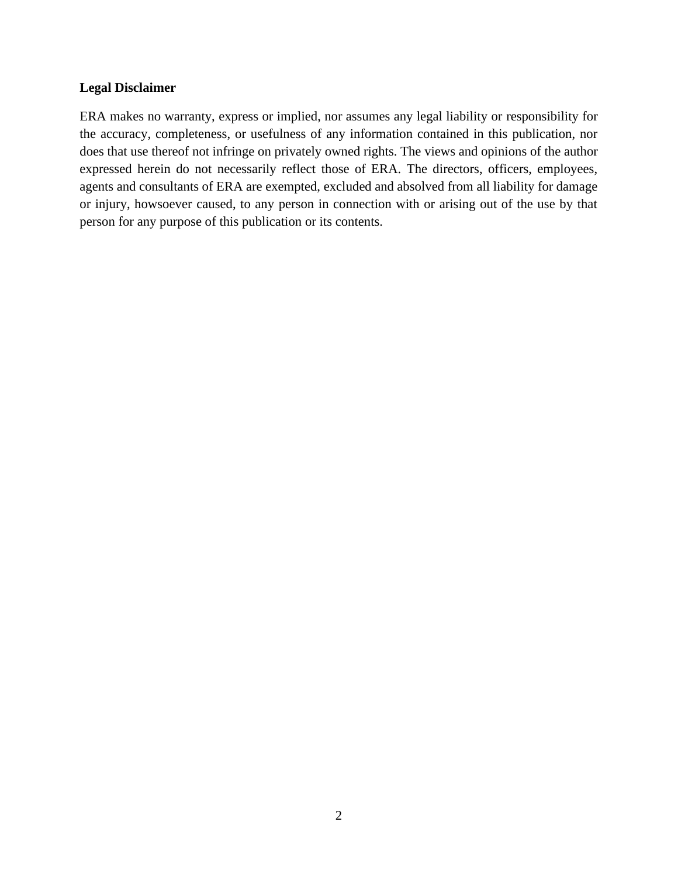**Legal Disclaimer**

ERA makes no warranty, express or implied, nor assumes any legal liability or responsibility for the accuracy, completeness, or usefulness of any information contained in this publication, nor does that use thereof not infringe on privately owned rights. The views and opinions of the author expressed herein do not necessarily reflect those of ERA. The directors, officers, employees, agents and consultants of ERA are exempted, excluded and absolved from all liability for damage or injury, howsoever caused, to any person in connection with or arising out of the use by that person for any purpose of this publication or its contents.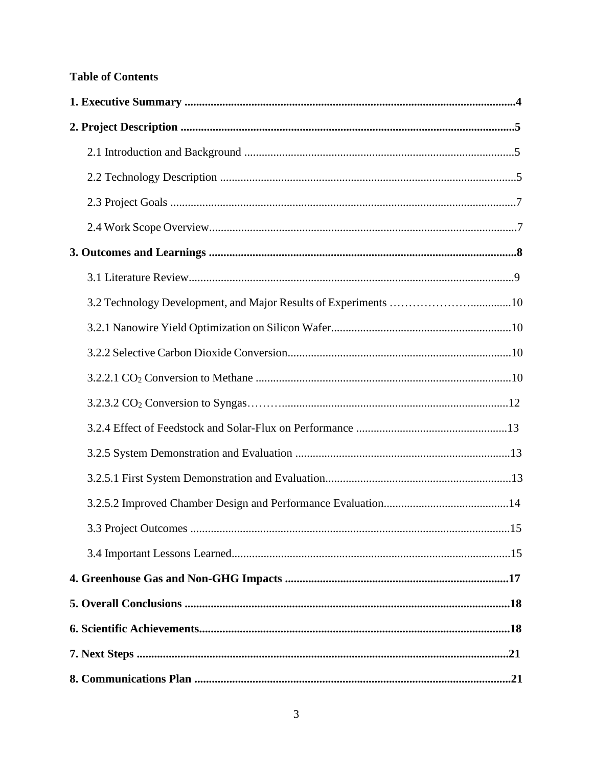**Table of Contents**

**1. Executive Summary** ..... **4**

**2. Project Description** ..... **5**

- 2.1 Introduction and Background ..... 5
- 2.2 Technology Description ..... 5
- 2.3 Project Goals ..... 7
- 2.4 Work Scope Overview ..... 7

**3. Outcomes and Learnings** ..... **8**

- 3.1 Literature Review ..... 9
- 3.2 Technology Development, and Major Results of Experiments ..... 10
- 3.2.1 Nanowire Yield Optimization on Silicon Wafer ..... 10
- 3.2.2 Selective Carbon Dioxide Conversion ..... 10
- 3.2.2.1 $CO_2$ Conversion to Methane ..... 10
- 3.2.3.2 $CO_2$ Conversion to Syngas ..... 12
- 3.2.4 Effect of Feedstock and Solar-Flux on Performance ..... 13
- 3.2.5 System Demonstration and Evaluation ..... 13
- 3.2.5.1 First System Demonstration and Evaluation ..... 13
- 3.2.5.2 Improved Chamber Design and Performance Evaluation ..... 14
- 3.3 Project Outcomes ..... 15
- 3.4 Important Lessons Learned ..... 15

**4. Greenhouse Gas and Non-GHG Impacts** ..... **17**

**5. Overall Conclusions** ..... **18**

**6. Scientific Achievements** ..... **18**

**7. Next Steps** ..... **21**

**8. Communications Plan** ..... **21**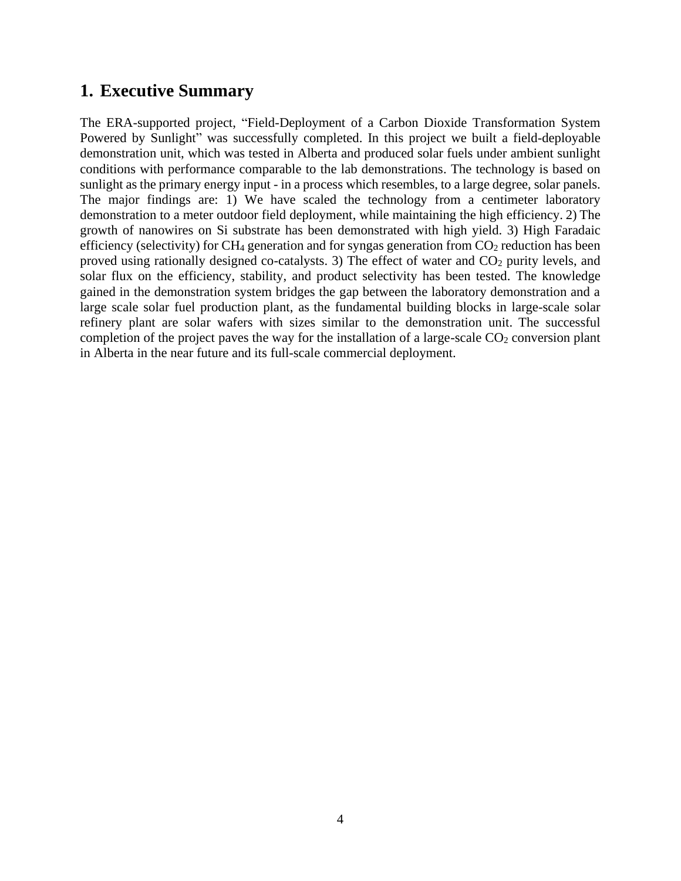## 1. Executive Summary

The ERA-supported project, "Field-Deployment of a Carbon Dioxide Transformation System Powered by Sunlight" was successfully completed. In this project we built a field-deployable demonstration unit, which was tested in Alberta and produced solar fuels under ambient sunlight conditions with performance comparable to the lab demonstrations. The technology is based on sunlight as the primary energy input - in a process which resembles, to a large degree, solar panels. The major findings are: 1) We have scaled the technology from a centimeter laboratory demonstration to a meter outdoor field deployment, while maintaining the high efficiency. 2) The growth of nanowires on Si substrate has been demonstrated with high yield. 3) High Faradaic efficiency (selectivity) for $CH_4$ generation and for syngas generation from $CO_2$ reduction has been proved using rationally designed co-catalysts. 3) The effect of water and $CO_2$ purity levels, and solar flux on the efficiency, stability, and product selectivity has been tested. The knowledge gained in the demonstration system bridges the gap between the laboratory demonstration and a large scale solar fuel production plant, as the fundamental building blocks in large-scale solar refinery plant are solar wafers with sizes similar to the demonstration unit. The successful completion of the project paves the way for the installation of a large-scale $CO_2$ conversion plant in Alberta in the near future and its full-scale commercial deployment.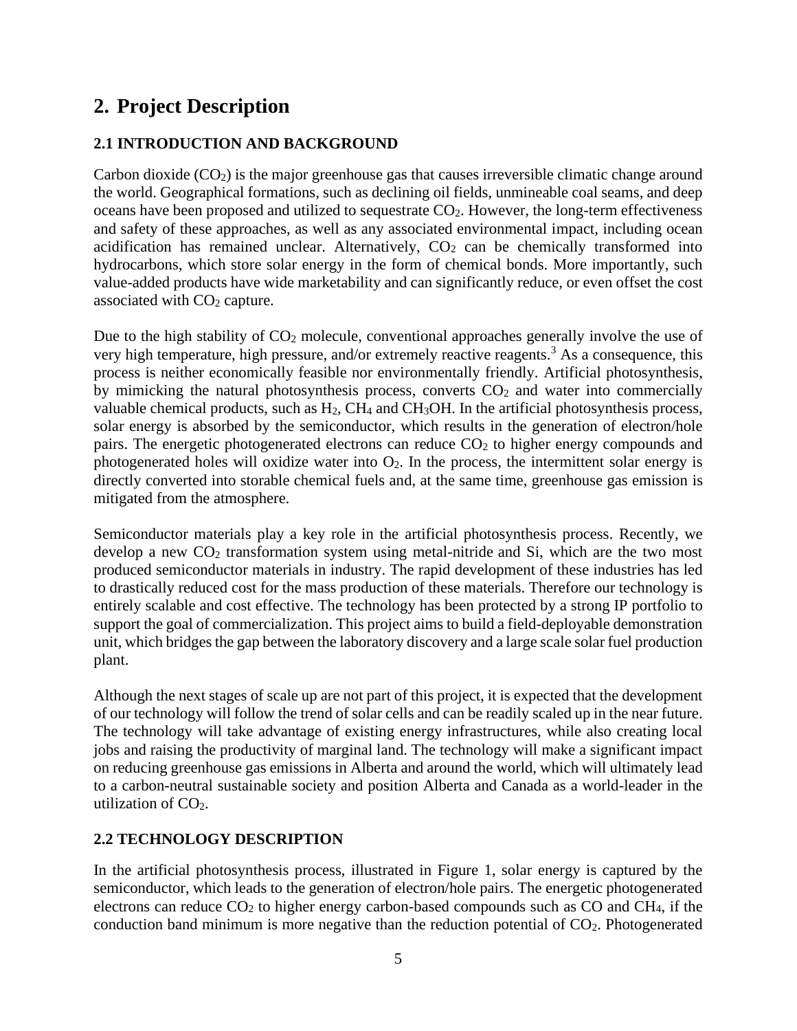# 2. Project Description

## 2.1 INTRODUCTION AND BACKGROUND

Carbon dioxide ($CO_2$) is the major greenhouse gas that causes irreversible climatic change around the world. Geographical formations, such as declining oil fields, unmineable coal seams, and deep oceans have been proposed and utilized to sequestrate $CO_2$. However, the long-term effectiveness and safety of these approaches, as well as any associated environmental impact, including ocean acidification has remained unclear. Alternatively, $CO_2$ can be chemically transformed into hydrocarbons, which store solar energy in the form of chemical bonds. More importantly, such value-added products have wide marketability and can significantly reduce, or even offset the cost associated with $CO_2$ capture.

Due to the high stability of $CO_2$ molecule, conventional approaches generally involve the use of very high temperature, high pressure, and/or extremely reactive reagents.[3] As a consequence, this process is neither economically feasible nor environmentally friendly. Artificial photosynthesis, by mimicking the natural photosynthesis process, converts $CO_2$ and water into commercially valuable chemical products, such as $H_2$, $CH_4$ and $CH_3OH$. In the artificial photosynthesis process, solar energy is absorbed by the semiconductor, which results in the generation of electron/hole pairs. The energetic photogenerated electrons can reduce $CO_2$ to higher energy compounds and photogenerated holes will oxidize water into $O_2$. In the process, the intermittent solar energy is directly converted into storable chemical fuels and, at the same time, greenhouse gas emission is mitigated from the atmosphere.

Semiconductor materials play a key role in the artificial photosynthesis process. Recently, we develop a new $CO_2$ transformation system using metal-nitride and Si, which are the two most produced semiconductor materials in industry. The rapid development of these industries has led to drastically reduced cost for the mass production of these materials. Therefore our technology is entirely scalable and cost effective. The technology has been protected by a strong IP portfolio to support the goal of commercialization. This project aims to build a field-deployable demonstration unit, which bridges the gap between the laboratory discovery and a large scale solar fuel production plant.

Although the next stages of scale up are not part of this project, it is expected that the development of our technology will follow the trend of solar cells and can be readily scaled up in the near future. The technology will take advantage of existing energy infrastructures, while also creating local jobs and raising the productivity of marginal land. The technology will make a significant impact on reducing greenhouse gas emissions in Alberta and around the world, which will ultimately lead to a carbon-neutral sustainable society and position Alberta and Canada as a world-leader in the utilization of $CO_2$.

## 2.2 TECHNOLOGY DESCRIPTION

In the artificial photosynthesis process, illustrated in Figure 1, solar energy is captured by the semiconductor, which leads to the generation of electron/hole pairs. The energetic photogenerated electrons can reduce $CO_2$ to higher energy carbon-based compounds such as CO and $CH_4$, if the conduction band minimum is more negative than the reduction potential of $CO_2$. Photogenerated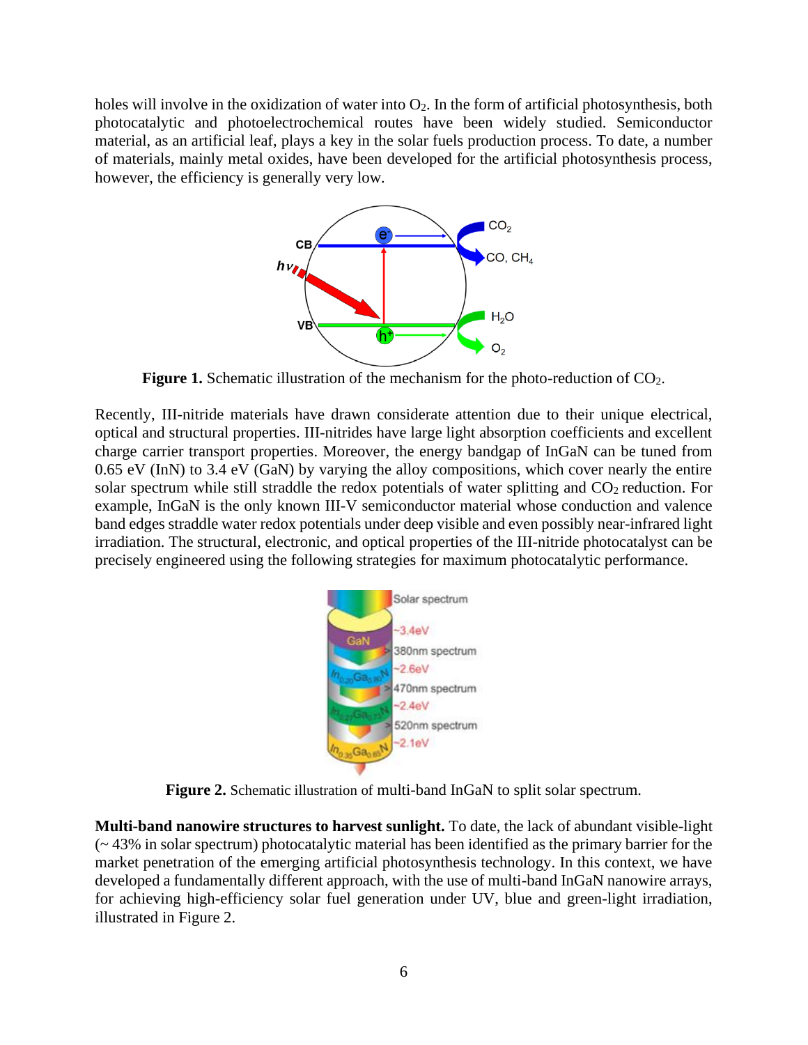holes will involve in the oxidization of water into $O_2$. In the form of artificial photosynthesis, both photocatalytic and photoelectrochemical routes have been widely studied. Semiconductor material, as an artificial leaf, plays a key in the solar fuels production process. To date, a number of materials, mainly metal oxides, have been developed for the artificial photosynthesis process, however, the efficiency is generally very low.

**Figure 1.** Schematic illustration of the mechanism for the photo-reduction of $CO_2$.

Recently, III-nitride materials have drawn considerate attention due to their unique electrical, optical and structural properties. III-nitrides have large light absorption coefficients and excellent charge carrier transport properties. Moreover, the energy bandgap of InGaN can be tuned from 0.65 eV (InN) to 3.4 eV (GaN) by varying the alloy compositions, which cover nearly the entire solar spectrum while still straddle the redox potentials of water splitting and $CO_2$ reduction. For example, InGaN is the only known III-V semiconductor material whose conduction and valence band edges straddle water redox potentials under deep visible and even possibly near-infrared light irradiation. The structural, electronic, and optical properties of the III-nitride photocatalyst can be precisely engineered using the following strategies for maximum photocatalytic performance.

**Figure 2.** Schematic illustration of multi-band InGaN to split solar spectrum.

**Multi-band nanowire structures to harvest sunlight.** To date, the lack of abundant visible-light (~ 43% in solar spectrum) photocatalytic material has been identified as the primary barrier for the market penetration of the emerging artificial photosynthesis technology. In this context, we have developed a fundamentally different approach, with the use of multi-band InGaN nanowire arrays, for achieving high-efficiency solar fuel generation under UV, blue and green-light irradiation, illustrated in Figure 2.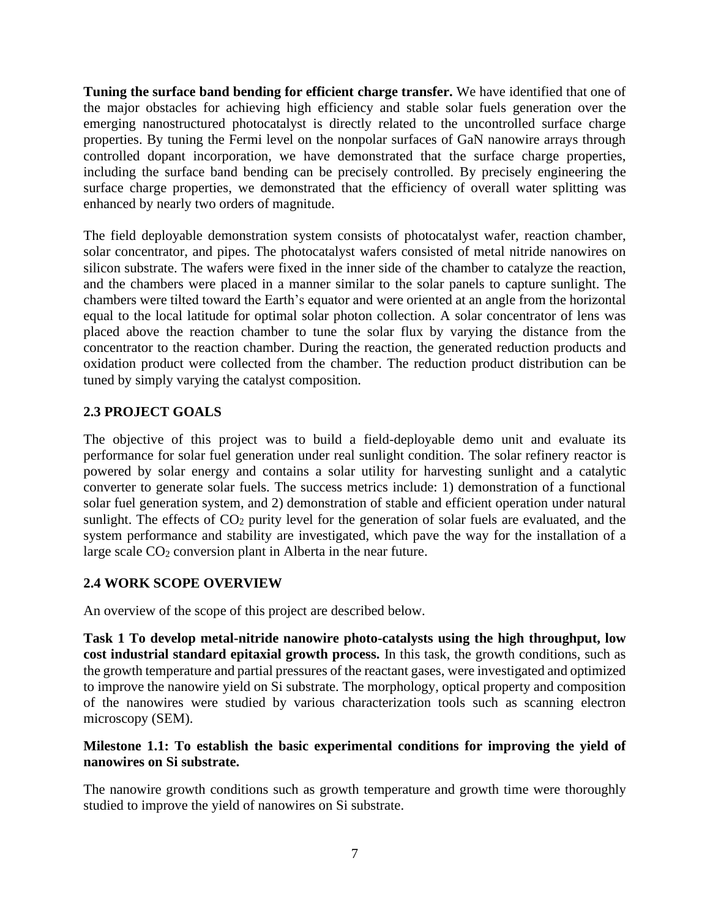**Tuning the surface band bending for efficient charge transfer.** We have identified that one of the major obstacles for achieving high efficiency and stable solar fuels generation over the emerging nanostructured photocatalyst is directly related to the uncontrolled surface charge properties. By tuning the Fermi level on the nonpolar surfaces of GaN nanowire arrays through controlled dopant incorporation, we have demonstrated that the surface charge properties, including the surface band bending can be precisely controlled. By precisely engineering the surface charge properties, we demonstrated that the efficiency of overall water splitting was enhanced by nearly two orders of magnitude.

The field deployable demonstration system consists of photocatalyst wafer, reaction chamber, solar concentrator, and pipes. The photocatalyst wafers consisted of metal nitride nanowires on silicon substrate. The wafers were fixed in the inner side of the chamber to catalyze the reaction, and the chambers were placed in a manner similar to the solar panels to capture sunlight. The chambers were tilted toward the Earth's equator and were oriented at an angle from the horizontal equal to the local latitude for optimal solar photon collection. A solar concentrator of lens was placed above the reaction chamber to tune the solar flux by varying the distance from the concentrator to the reaction chamber. During the reaction, the generated reduction products and oxidation product were collected from the chamber. The reduction product distribution can be tuned by simply varying the catalyst composition.

## 2.3 PROJECT GOALS

The objective of this project was to build a field-deployable demo unit and evaluate its performance for solar fuel generation under real sunlight condition. The solar refinery reactor is powered by solar energy and contains a solar utility for harvesting sunlight and a catalytic converter to generate solar fuels. The success metrics include: 1) demonstration of a functional solar fuel generation system, and 2) demonstration of stable and efficient operation under natural sunlight. The effects of $CO_2$ purity level for the generation of solar fuels are evaluated, and the system performance and stability are investigated, which pave the way for the installation of a large scale $CO_2$ conversion plant in Alberta in the near future.

## 2.4 WORK SCOPE OVERVIEW

An overview of the scope of this project are described below.

**Task 1 To develop metal-nitride nanowire photo-catalysts using the high throughput, low cost industrial standard epitaxial growth process.** In this task, the growth conditions, such as the growth temperature and partial pressures of the reactant gases, were investigated and optimized to improve the nanowire yield on Si substrate. The morphology, optical property and composition of the nanowires were studied by various characterization tools such as scanning electron microscopy (SEM).

**Milestone 1.1: To establish the basic experimental conditions for improving the yield of nanowires on Si substrate.**

The nanowire growth conditions such as growth temperature and growth time were thoroughly studied to improve the yield of nanowires on Si substrate.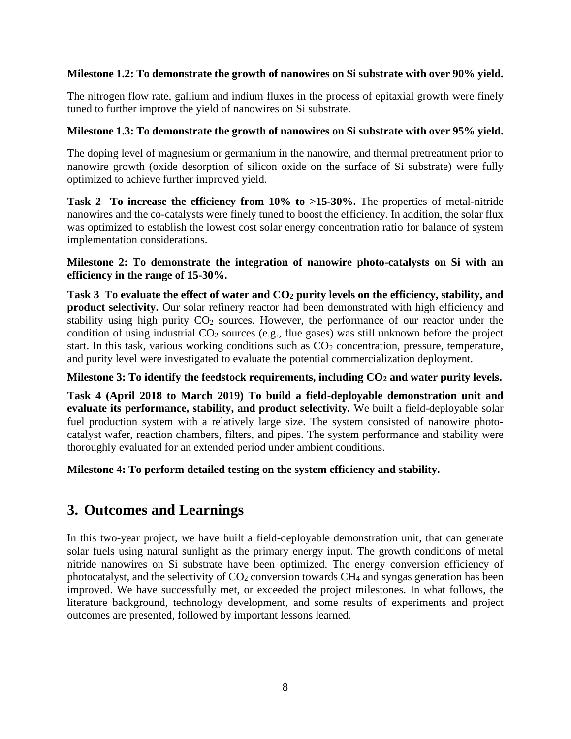**Milestone 1.2: To demonstrate the growth of nanowires on Si substrate with over 90% yield.**

The nitrogen flow rate, gallium and indium fluxes in the process of epitaxial growth were finely tuned to further improve the yield of nanowires on Si substrate.

**Milestone 1.3: To demonstrate the growth of nanowires on Si substrate with over 95% yield.**

The doping level of magnesium or germanium in the nanowire, and thermal pretreatment prior to nanowire growth (oxide desorption of silicon oxide on the surface of Si substrate) were fully optimized to achieve further improved yield.

**Task 2 To increase the efficiency from 10% to >15-30%.** The properties of metal-nitride nanowires and the co-catalysts were finely tuned to boost the efficiency. In addition, the solar flux was optimized to establish the lowest cost solar energy concentration ratio for balance of system implementation considerations.

**Milestone 2: To demonstrate the integration of nanowire photo-catalysts on Si with an efficiency in the range of 15-30%.**

**Task 3 To evaluate the effect of water and $CO_2$ purity levels on the efficiency, stability, and product selectivity.** Our solar refinery reactor had been demonstrated with high efficiency and stability using high purity $CO_2$ sources. However, the performance of our reactor under the condition of using industrial $CO_2$ sources (e.g., flue gases) was still unknown before the project start. In this task, various working conditions such as $CO_2$ concentration, pressure, temperature, and purity level were investigated to evaluate the potential commercialization deployment.

**Milestone 3: To identify the feedstock requirements, including $CO_2$ and water purity levels.**

**Task 4 (April 2018 to March 2019) To build a field-deployable demonstration unit and evaluate its performance, stability, and product selectivity.** We built a field-deployable solar fuel production system with a relatively large size. The system consisted of nanowire photo-catalyst wafer, reaction chambers, filters, and pipes. The system performance and stability were thoroughly evaluated for an extended period under ambient conditions.

**Milestone 4: To perform detailed testing on the system efficiency and stability.**

## 3. Outcomes and Learnings

In this two-year project, we have built a field-deployable demonstration unit, that can generate solar fuels using natural sunlight as the primary energy input. The growth conditions of metal nitride nanowires on Si substrate have been optimized. The energy conversion efficiency of photocatalyst, and the selectivity of $CO_2$ conversion towards $CH_4$ and syngas generation has been improved. We have successfully met, or exceeded the project milestones. In what follows, the literature background, technology development, and some results of experiments and project outcomes are presented, followed by important lessons learned.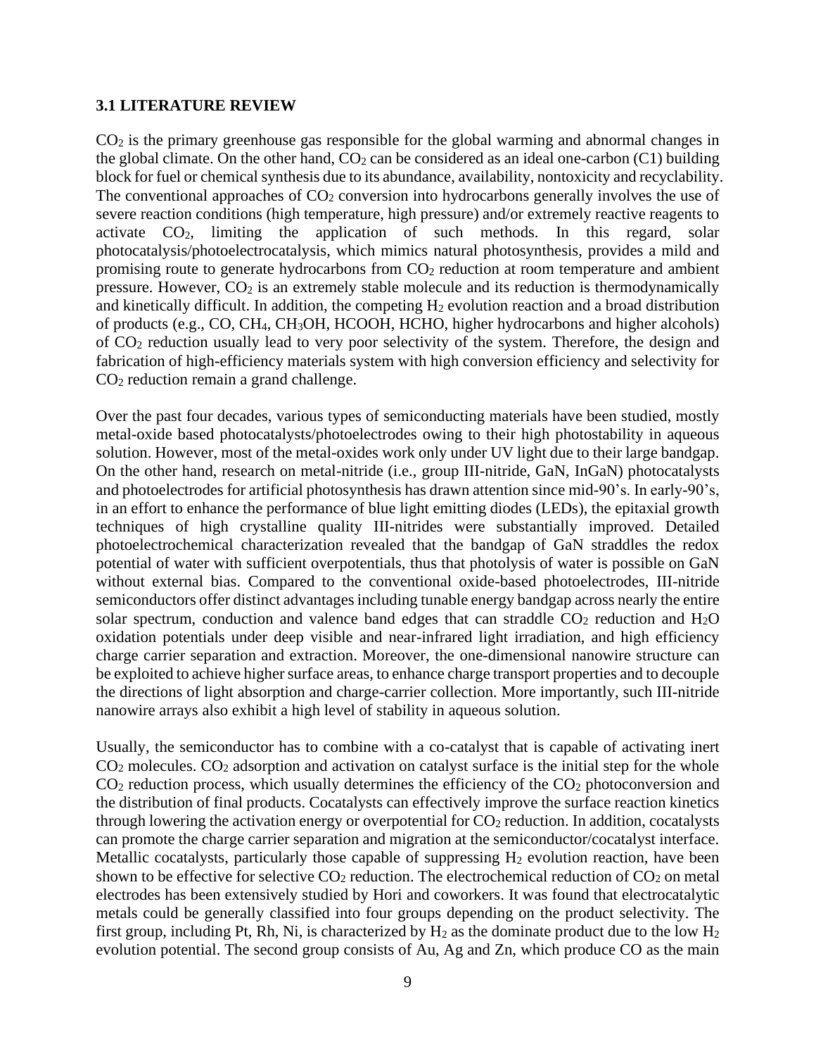### 3.1 LITERATURE REVIEW

$CO_2$ is the primary greenhouse gas responsible for the global warming and abnormal changes in the global climate. On the other hand, $CO_2$ can be considered as an ideal one-carbon (C1) building block for fuel or chemical synthesis due to its abundance, availability, nontoxicity and recyclability. The conventional approaches of $CO_2$ conversion into hydrocarbons generally involves the use of severe reaction conditions (high temperature, high pressure) and/or extremely reactive reagents to activate $CO_2$, limiting the application of such methods. In this regard, solar photocatalysis/photoelectrocatalysis, which mimics natural photosynthesis, provides a mild and promising route to generate hydrocarbons from $CO_2$ reduction at room temperature and ambient pressure. However, $CO_2$ is an extremely stable molecule and its reduction is thermodynamically and kinetically difficult. In addition, the competing $H_2$ evolution reaction and a broad distribution of products (e.g., CO, $CH_4$, $CH_3OH$, HCOOH, HCHO, higher hydrocarbons and higher alcohols) of $CO_2$ reduction usually lead to very poor selectivity of the system. Therefore, the design and fabrication of high-efficiency materials system with high conversion efficiency and selectivity for $CO_2$ reduction remain a grand challenge.

Over the past four decades, various types of semiconducting materials have been studied, mostly metal-oxide based photocatalysts/photoelectrodes owing to their high photostability in aqueous solution. However, most of the metal-oxides work only under UV light due to their large bandgap. On the other hand, research on metal-nitride (i.e., group III-nitride, GaN, InGaN) photocatalysts and photoelectrodes for artificial photosynthesis has drawn attention since mid-90's. In early-90's, in an effort to enhance the performance of blue light emitting diodes (LEDs), the epitaxial growth techniques of high crystalline quality III-nitrides were substantially improved. Detailed photoelectrochemical characterization revealed that the bandgap of GaN straddles the redox potential of water with sufficient overpotentials, thus that photolysis of water is possible on GaN without external bias. Compared to the conventional oxide-based photoelectrodes, III-nitride semiconductors offer distinct advantages including tunable energy bandgap across nearly the entire solar spectrum, conduction and valence band edges that can straddle $CO_2$ reduction and $H_2O$ oxidation potentials under deep visible and near-infrared light irradiation, and high efficiency charge carrier separation and extraction. Moreover, the one-dimensional nanowire structure can be exploited to achieve higher surface areas, to enhance charge transport properties and to decouple the directions of light absorption and charge-carrier collection. More importantly, such III-nitride nanowire arrays also exhibit a high level of stability in aqueous solution.

Usually, the semiconductor has to combine with a co-catalyst that is capable of activating inert $CO_2$ molecules. $CO_2$ adsorption and activation on catalyst surface is the initial step for the whole $CO_2$ reduction process, which usually determines the efficiency of the $CO_2$ photoconversion and the distribution of final products. Cocatalysts can effectively improve the surface reaction kinetics through lowering the activation energy or overpotential for $CO_2$ reduction. In addition, cocatalysts can promote the charge carrier separation and migration at the semiconductor/cocatalyst interface. Metallic cocatalysts, particularly those capable of suppressing $H_2$ evolution reaction, have been shown to be effective for selective $CO_2$ reduction. The electrochemical reduction of $CO_2$ on metal electrodes has been extensively studied by Hori and coworkers. It was found that electrocatalytic metals could be generally classified into four groups depending on the product selectivity. The first group, including Pt, Rh, Ni, is characterized by $H_2$ as the dominate product due to the low $H_2$ evolution potential. The second group consists of Au, Ag and Zn, which produce CO as the main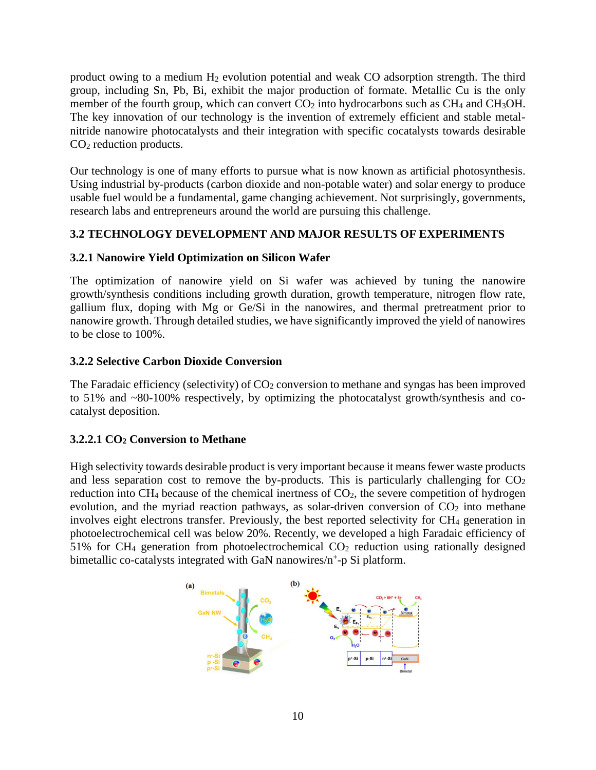product owing to a medium $H_2$ evolution potential and weak CO adsorption strength. The third group, including Sn, Pb, Bi, exhibit the major production of formate. Metallic Cu is the only member of the fourth group, which can convert $CO_2$ into hydrocarbons such as $CH_4$ and $CH_3OH$. The key innovation of our technology is the invention of extremely efficient and stable metal-nitride nanowire photocatalysts and their integration with specific cocatalysts towards desirable $CO_2$ reduction products.

Our technology is one of many efforts to pursue what is now known as artificial photosynthesis. Using industrial by-products (carbon dioxide and non-potable water) and solar energy to produce usable fuel would be a fundamental, game changing achievement. Not surprisingly, governments, research labs and entrepreneurs around the world are pursuing this challenge.

## 3.2 TECHNOLOGY DEVELOPMENT AND MAJOR RESULTS OF EXPERIMENTS

### 3.2.1 Nanowire Yield Optimization on Silicon Wafer

The optimization of nanowire yield on Si wafer was achieved by tuning the nanowire growth/synthesis conditions including growth duration, growth temperature, nitrogen flow rate, gallium flux, doping with Mg or Ge/Si in the nanowires, and thermal pretreatment prior to nanowire growth. Through detailed studies, we have significantly improved the yield of nanowires to be close to 100%.

### 3.2.2 Selective Carbon Dioxide Conversion

The Faradaic efficiency (selectivity) of $CO_2$ conversion to methane and syngas has been improved to 51% and ~80-100% respectively, by optimizing the photocatalyst growth/synthesis and co-catalyst deposition.

#### 3.2.2.1 $CO_2$ Conversion to Methane

High selectivity towards desirable product is very important because it means fewer waste products and less separation cost to remove the by-products. This is particularly challenging for $CO_2$ reduction into $CH_4$ because of the chemical inertness of $CO_2$, the severe competition of hydrogen evolution, and the myriad reaction pathways, as solar-driven conversion of $CO_2$ into methane involves eight electrons transfer. Previously, the best reported selectivity for $CH_4$ generation in photoelectrochemical cell was below 20%. Recently, we developed a high Faradaic efficiency of 51% for $CH_4$ generation from photoelectrochemical $CO_2$ reduction using rationally designed bimetallic co-catalysts integrated with GaN nanowires/$n^+$-p Si platform.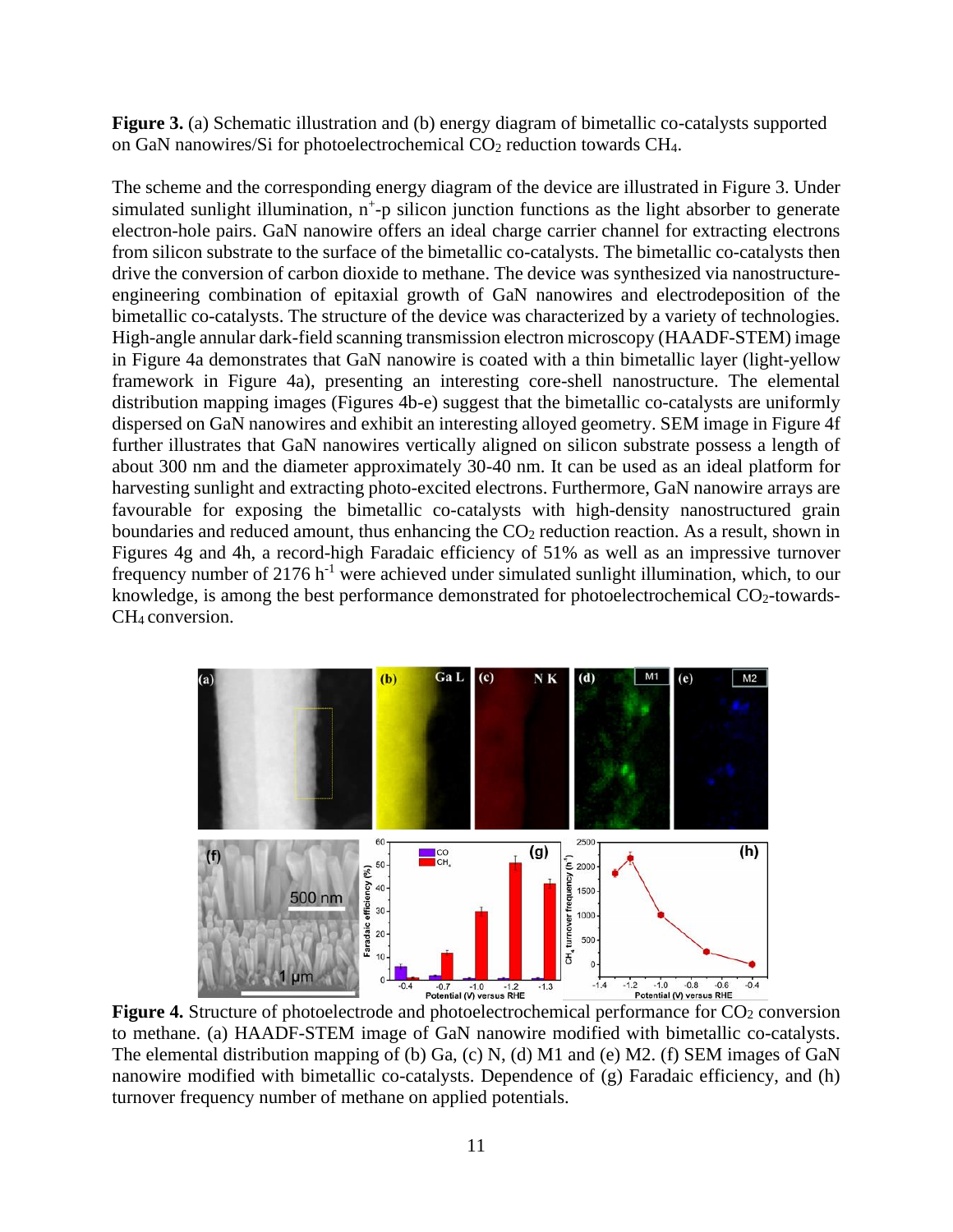**Figure 3.** (a) Schematic illustration and (b) energy diagram of bimetallic co-catalysts supported on GaN nanowires/Si for photoelectrochemical $CO_2$ reduction towards $CH_4$.

The scheme and the corresponding energy diagram of the device are illustrated in Figure 3. Under simulated sunlight illumination, $n^+$-p silicon junction functions as the light absorber to generate electron-hole pairs. GaN nanowire offers an ideal charge carrier channel for extracting electrons from silicon substrate to the surface of the bimetallic co-catalysts. The bimetallic co-catalysts then drive the conversion of carbon dioxide to methane. The device was synthesized via nanostructure-engineering combination of epitaxial growth of GaN nanowires and electrodeposition of the bimetallic co-catalysts. The structure of the device was characterized by a variety of technologies. High-angle annular dark-field scanning transmission electron microscopy (HAADF-STEM) image in Figure 4a demonstrates that GaN nanowire is coated with a thin bimetallic layer (light-yellow framework in Figure 4a), presenting an interesting core-shell nanostructure. The elemental distribution mapping images (Figures 4b-e) suggest that the bimetallic co-catalysts are uniformly dispersed on GaN nanowires and exhibit an interesting alloyed geometry. SEM image in Figure 4f further illustrates that GaN nanowires vertically aligned on silicon substrate possess a length of about 300 nm and the diameter approximately 30-40 nm. It can be used as an ideal platform for harvesting sunlight and extracting photo-excited electrons. Furthermore, GaN nanowire arrays are favourable for exposing the bimetallic co-catalysts with high-density nanostructured grain boundaries and reduced amount, thus enhancing the $CO_2$ reduction reaction. As a result, shown in Figures 4g and 4h, a record-high Faradaic efficiency of 51% as well as an impressive turnover frequency number of 2176 $h^{-1}$ were achieved under simulated sunlight illumination, which, to our knowledge, is among the best performance demonstrated for photoelectrochemical $CO_2$-towards-$CH_4$ conversion.

**Figure 4.** Structure of photoelectrode and photoelectrochemical performance for $CO_2$ conversion to methane. (a) HAADF-STEM image of GaN nanowire modified with bimetallic co-catalysts. The elemental distribution mapping of (b) Ga, (c) N, (d) M1 and (e) M2. (f) SEM images of GaN nanowire modified with bimetallic co-catalysts. Dependence of (g) Faradaic efficiency, and (h) turnover frequency number of methane on applied potentials.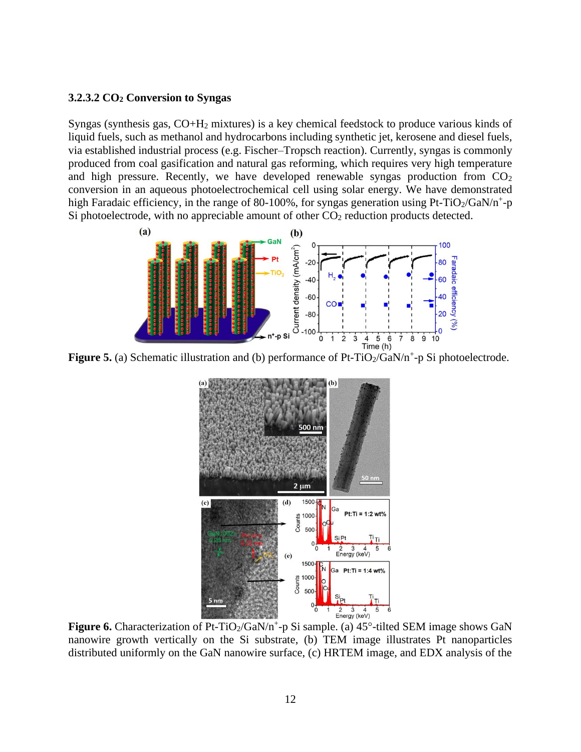### 3.2.3.2 $CO_2$ Conversion to Syngas

Syngas (synthesis gas, $CO+H_2$ mixtures) is a key chemical feedstock to produce various kinds of liquid fuels, such as methanol and hydrocarbons including synthetic jet, kerosene and diesel fuels, via established industrial process (e.g. Fischer–Tropsch reaction). Currently, syngas is commonly produced from coal gasification and natural gas reforming, which requires very high temperature and high pressure. Recently, we have developed renewable syngas production from $CO_2$ conversion in an aqueous photoelectrochemical cell using solar energy. We have demonstrated high Faradaic efficiency, in the range of 80-100%, for syngas generation using Pt-$TiO_2$/GaN/$n^+$-p Si photoelectrode, with no appreciable amount of other $CO_2$ reduction products detected.

**Figure 5.** (a) Schematic illustration and (b) performance of Pt-$TiO_2$/GaN/$n^+$-p Si photoelectrode.

**Figure 6.** Characterization of Pt-$TiO_2$/GaN/$n^+$-p Si sample. (a) 45°-tilted SEM image shows GaN nanowire growth vertically on the Si substrate, (b) TEM image illustrates Pt nanoparticles distributed uniformly on the GaN nanowire surface, (c) HRTEM image, and EDX analysis of the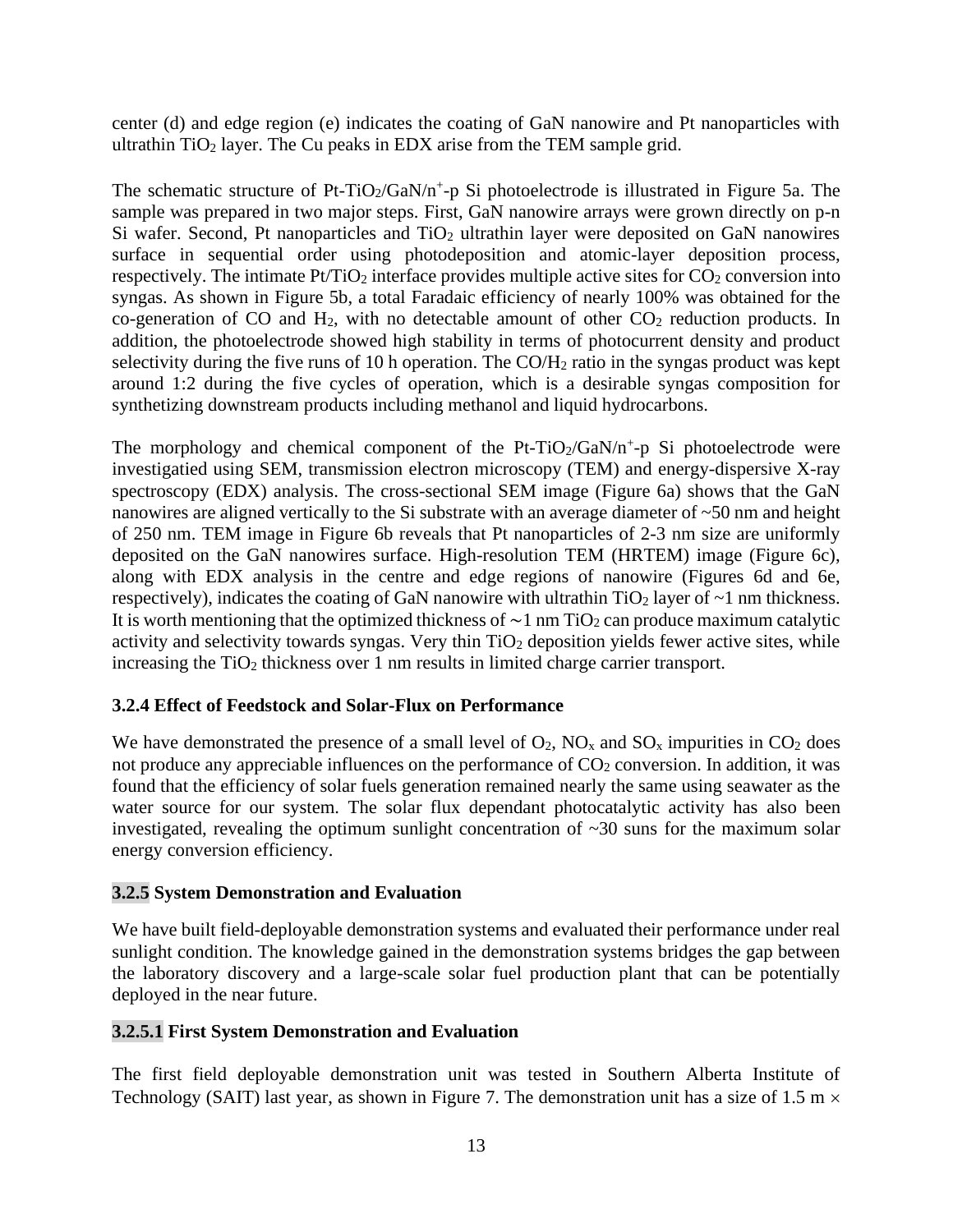center (d) and edge region (e) indicates the coating of GaN nanowire and Pt nanoparticles with ultrathin $TiO_2$ layer. The Cu peaks in EDX arise from the TEM sample grid.

The schematic structure of Pt-$TiO_2$/GaN/$n^+$-p Si photoelectrode is illustrated in Figure 5a. The sample was prepared in two major steps. First, GaN nanowire arrays were grown directly on p-n Si wafer. Second, Pt nanoparticles and $TiO_2$ ultrathin layer were deposited on GaN nanowires surface in sequential order using photodeposition and atomic-layer deposition process, respectively. The intimate Pt/$TiO_2$ interface provides multiple active sites for $CO_2$ conversion into syngas. As shown in Figure 5b, a total Faradaic efficiency of nearly 100% was obtained for the co-generation of CO and $H_2$, with no detectable amount of other $CO_2$ reduction products. In addition, the photoelectrode showed high stability in terms of photocurrent density and product selectivity during the five runs of 10 h operation. The CO/$H_2$ ratio in the syngas product was kept around 1:2 during the five cycles of operation, which is a desirable syngas composition for synthetizing downstream products including methanol and liquid hydrocarbons.

The morphology and chemical component of the Pt-$TiO_2$/GaN/$n^+$-p Si photoelectrode were investigatied using SEM, transmission electron microscopy (TEM) and energy-dispersive X-ray spectroscopy (EDX) analysis. The cross-sectional SEM image (Figure 6a) shows that the GaN nanowires are aligned vertically to the Si substrate with an average diameter of ~50 nm and height of 250 nm. TEM image in Figure 6b reveals that Pt nanoparticles of 2-3 nm size are uniformly deposited on the GaN nanowires surface. High-resolution TEM (HRTEM) image (Figure 6c), along with EDX analysis in the centre and edge regions of nanowire (Figures 6d and 6e, respectively), indicates the coating of GaN nanowire with ultrathin $TiO_2$ layer of ~1 nm thickness. It is worth mentioning that the optimized thickness of ∼1 nm $TiO_2$ can produce maximum catalytic activity and selectivity towards syngas. Very thin $TiO_2$ deposition yields fewer active sites, while increasing the $TiO_2$ thickness over 1 nm results in limited charge carrier transport.

### 3.2.4 Effect of Feedstock and Solar-Flux on Performance

We have demonstrated the presence of a small level of $O_2$, $NO_x$ and $SO_x$ impurities in $CO_2$ does not produce any appreciable influences on the performance of $CO_2$ conversion. In addition, it was found that the efficiency of solar fuels generation remained nearly the same using seawater as the water source for our system. The solar flux dependant photocatalytic activity has also been investigated, revealing the optimum sunlight concentration of ~30 suns for the maximum solar energy conversion efficiency.

### 3.2.5 System Demonstration and Evaluation

We have built field-deployable demonstration systems and evaluated their performance under real sunlight condition. The knowledge gained in the demonstration systems bridges the gap between the laboratory discovery and a large-scale solar fuel production plant that can be potentially deployed in the near future.

#### 3.2.5.1 First System Demonstration and Evaluation

The first field deployable demonstration unit was tested in Southern Alberta Institute of Technology (SAIT) last year, as shown in Figure 7. The demonstration unit has a size of 1.5 m ×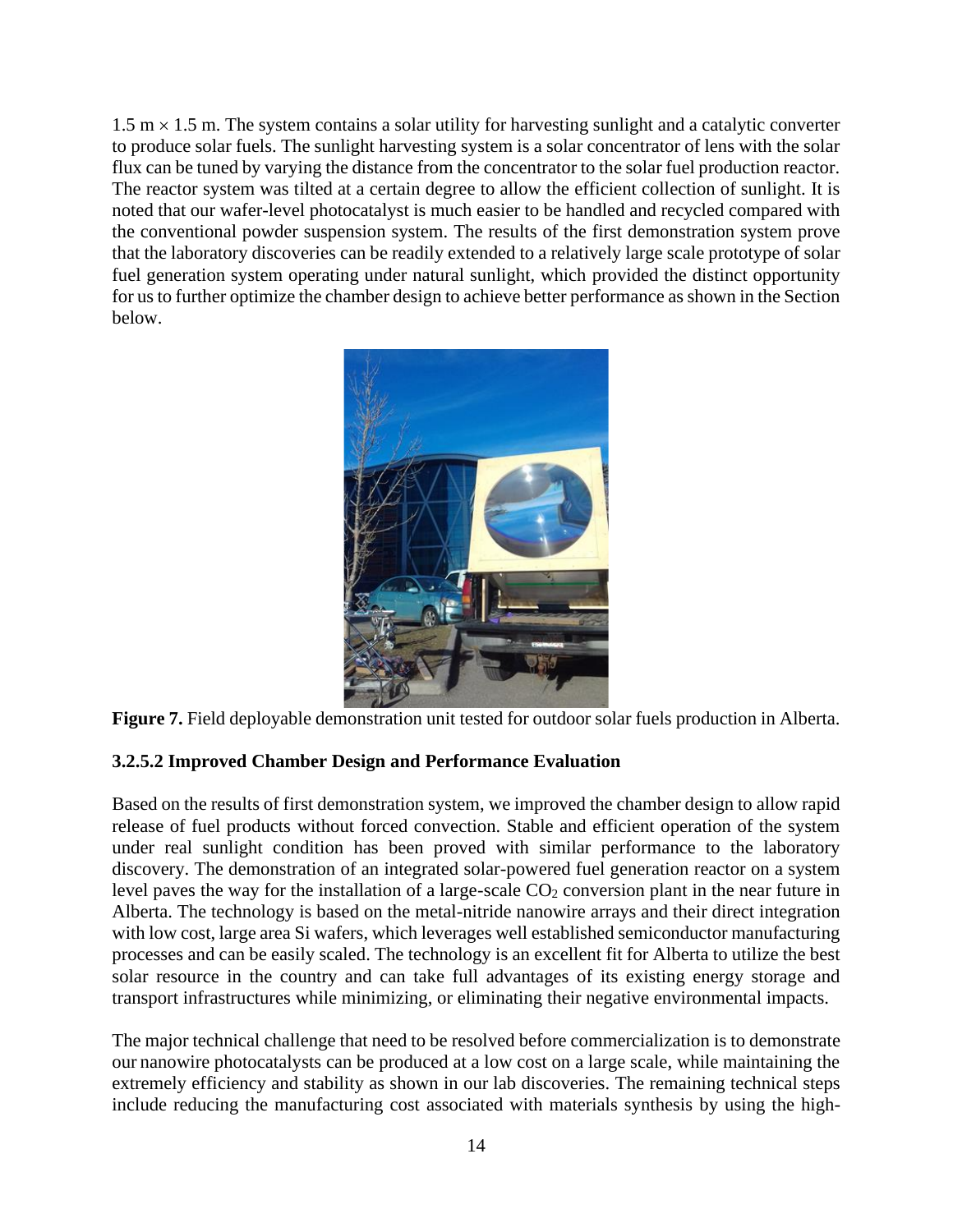1.5 m × 1.5 m. The system contains a solar utility for harvesting sunlight and a catalytic converter to produce solar fuels. The sunlight harvesting system is a solar concentrator of lens with the solar flux can be tuned by varying the distance from the concentrator to the solar fuel production reactor. The reactor system was tilted at a certain degree to allow the efficient collection of sunlight. It is noted that our wafer-level photocatalyst is much easier to be handled and recycled compared with the conventional powder suspension system. The results of the first demonstration system prove that the laboratory discoveries can be readily extended to a relatively large scale prototype of solar fuel generation system operating under natural sunlight, which provided the distinct opportunity for us to further optimize the chamber design to achieve better performance as shown in the Section below.

**Figure 7.** Field deployable demonstration unit tested for outdoor solar fuels production in Alberta.

#### 3.2.5.2 Improved Chamber Design and Performance Evaluation

Based on the results of first demonstration system, we improved the chamber design to allow rapid release of fuel products without forced convection. Stable and efficient operation of the system under real sunlight condition has been proved with similar performance to the laboratory discovery. The demonstration of an integrated solar-powered fuel generation reactor on a system level paves the way for the installation of a large-scale $CO_2$ conversion plant in the near future in Alberta. The technology is based on the metal-nitride nanowire arrays and their direct integration with low cost, large area Si wafers, which leverages well established semiconductor manufacturing processes and can be easily scaled. The technology is an excellent fit for Alberta to utilize the best solar resource in the country and can take full advantages of its existing energy storage and transport infrastructures while minimizing, or eliminating their negative environmental impacts.

The major technical challenge that need to be resolved before commercialization is to demonstrate our nanowire photocatalysts can be produced at a low cost on a large scale, while maintaining the extremely efficiency and stability as shown in our lab discoveries. The remaining technical steps include reducing the manufacturing cost associated with materials synthesis by using the high-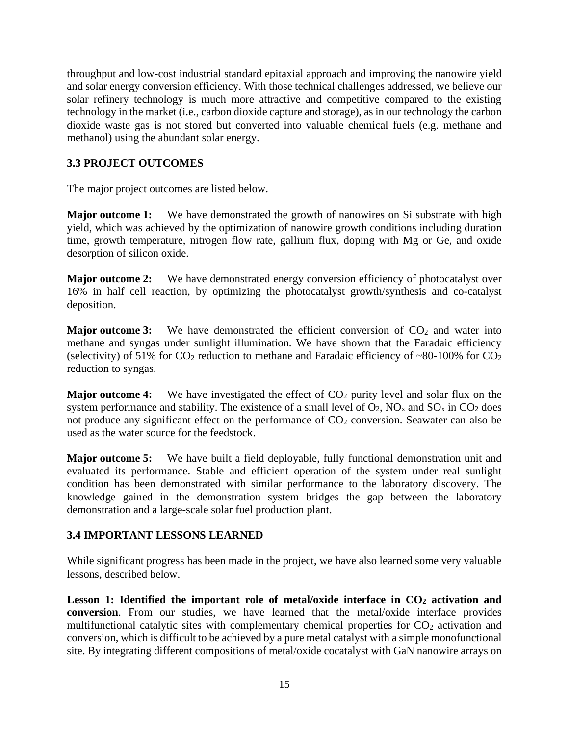throughput and low-cost industrial standard epitaxial approach and improving the nanowire yield and solar energy conversion efficiency. With those technical challenges addressed, we believe our solar refinery technology is much more attractive and competitive compared to the existing technology in the market (i.e., carbon dioxide capture and storage), as in our technology the carbon dioxide waste gas is not stored but converted into valuable chemical fuels (e.g. methane and methanol) using the abundant solar energy.

### 3.3 PROJECT OUTCOMES

The major project outcomes are listed below.

**Major outcome 1:** We have demonstrated the growth of nanowires on Si substrate with high yield, which was achieved by the optimization of nanowire growth conditions including duration time, growth temperature, nitrogen flow rate, gallium flux, doping with Mg or Ge, and oxide desorption of silicon oxide.

**Major outcome 2:** We have demonstrated energy conversion efficiency of photocatalyst over 16% in half cell reaction, by optimizing the photocatalyst growth/synthesis and co-catalyst deposition.

**Major outcome 3:** We have demonstrated the efficient conversion of $CO_2$ and water into methane and syngas under sunlight illumination. We have shown that the Faradaic efficiency (selectivity) of 51% for $CO_2$ reduction to methane and Faradaic efficiency of ~80-100% for $CO_2$ reduction to syngas.

**Major outcome 4:** We have investigated the effect of $CO_2$ purity level and solar flux on the system performance and stability. The existence of a small level of $O_2$, $NO_x$ and $SO_x$ in $CO_2$ does not produce any significant effect on the performance of $CO_2$ conversion. Seawater can also be used as the water source for the feedstock.

**Major outcome 5:** We have built a field deployable, fully functional demonstration unit and evaluated its performance. Stable and efficient operation of the system under real sunlight condition has been demonstrated with similar performance to the laboratory discovery. The knowledge gained in the demonstration system bridges the gap between the laboratory demonstration and a large-scale solar fuel production plant.

### 3.4 IMPORTANT LESSONS LEARNED

While significant progress has been made in the project, we have also learned some very valuable lessons, described below.

**Lesson 1: Identified the important role of metal/oxide interface in $CO_2$ activation and conversion**. From our studies, we have learned that the metal/oxide interface provides multifunctional catalytic sites with complementary chemical properties for $CO_2$ activation and conversion, which is difficult to be achieved by a pure metal catalyst with a simple monofunctional site. By integrating different compositions of metal/oxide cocatalyst with GaN nanowire arrays on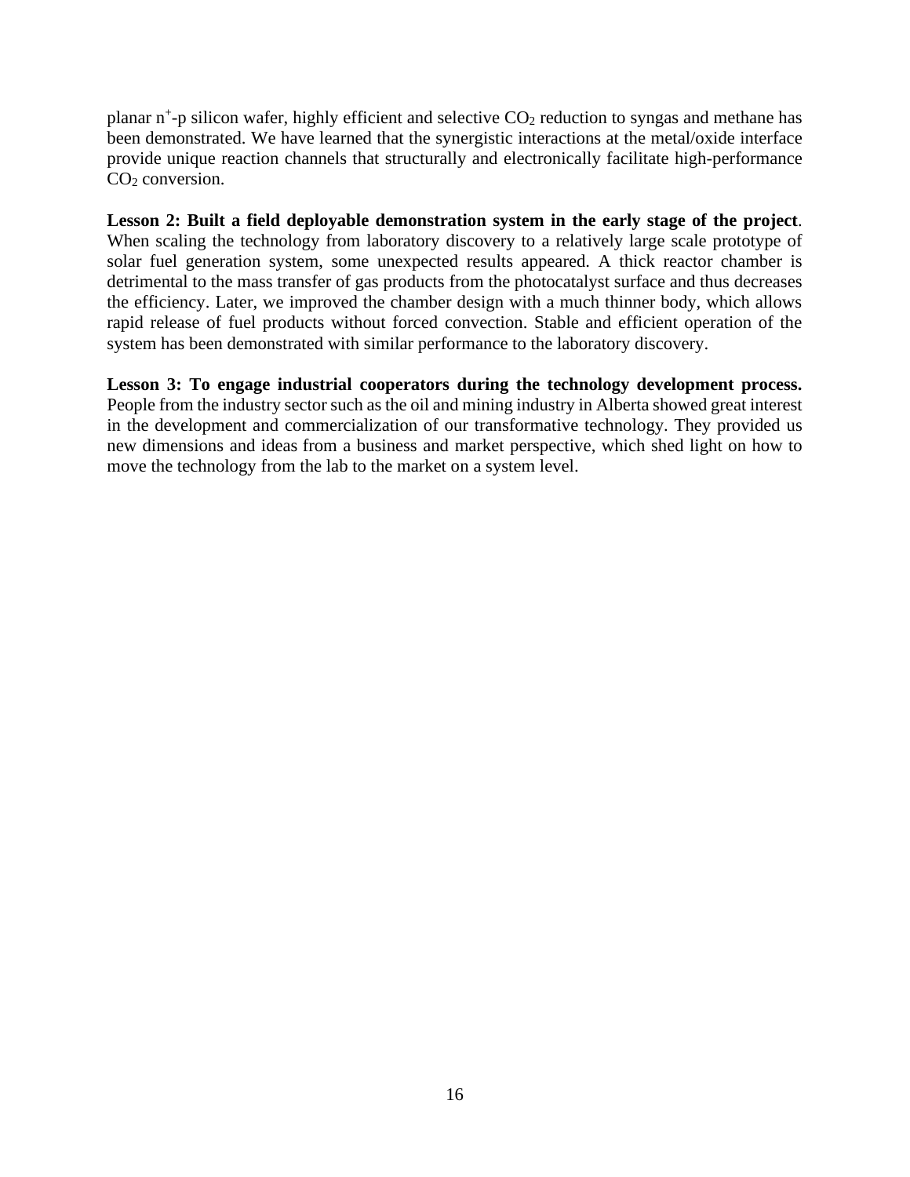planar $n^+$-p silicon wafer, highly efficient and selective $CO_2$ reduction to syngas and methane has been demonstrated. We have learned that the synergistic interactions at the metal/oxide interface provide unique reaction channels that structurally and electronically facilitate high-performance $CO_2$ conversion.

**Lesson 2: Built a field deployable demonstration system in the early stage of the project**. When scaling the technology from laboratory discovery to a relatively large scale prototype of solar fuel generation system, some unexpected results appeared. A thick reactor chamber is detrimental to the mass transfer of gas products from the photocatalyst surface and thus decreases the efficiency. Later, we improved the chamber design with a much thinner body, which allows rapid release of fuel products without forced convection. Stable and efficient operation of the system has been demonstrated with similar performance to the laboratory discovery.

**Lesson 3: To engage industrial cooperators during the technology development process.** People from the industry sector such as the oil and mining industry in Alberta showed great interest in the development and commercialization of our transformative technology. They provided us new dimensions and ideas from a business and market perspective, which shed light on how to move the technology from the lab to the market on a system level.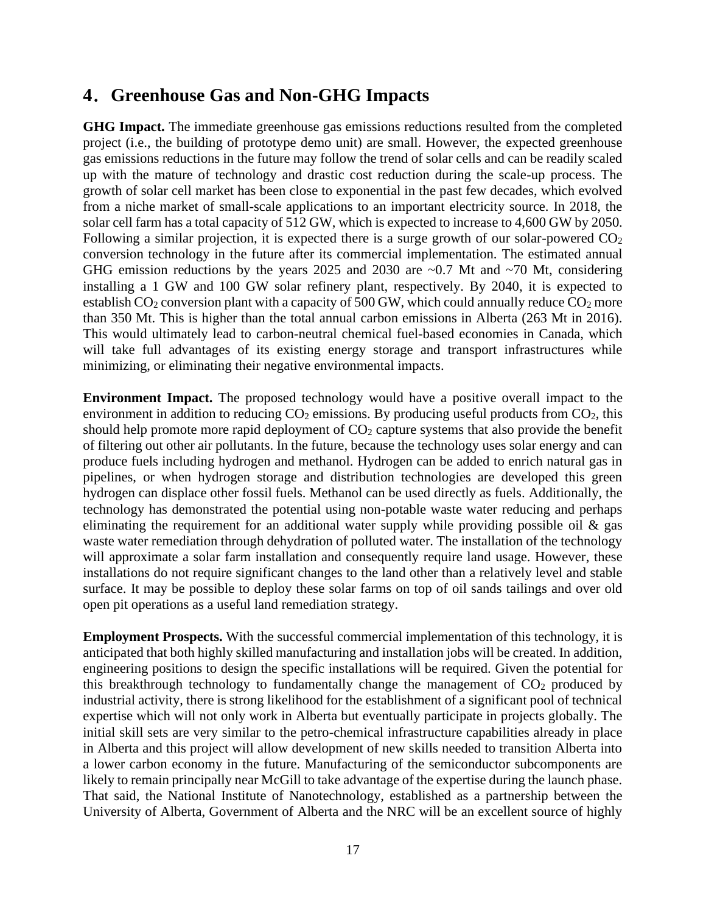## 4. Greenhouse Gas and Non-GHG Impacts

**GHG Impact.** The immediate greenhouse gas emissions reductions resulted from the completed project (i.e., the building of prototype demo unit) are small. However, the expected greenhouse gas emissions reductions in the future may follow the trend of solar cells and can be readily scaled up with the mature of technology and drastic cost reduction during the scale-up process. The growth of solar cell market has been close to exponential in the past few decades, which evolved from a niche market of small-scale applications to an important electricity source. In 2018, the solar cell farm has a total capacity of 512 GW, which is expected to increase to 4,600 GW by 2050. Following a similar projection, it is expected there is a surge growth of our solar-powered $CO_2$ conversion technology in the future after its commercial implementation. The estimated annual GHG emission reductions by the years 2025 and 2030 are ~0.7 Mt and ~70 Mt, considering installing a 1 GW and 100 GW solar refinery plant, respectively. By 2040, it is expected to establish $CO_2$ conversion plant with a capacity of 500 GW, which could annually reduce $CO_2$ more than 350 Mt. This is higher than the total annual carbon emissions in Alberta (263 Mt in 2016). This would ultimately lead to carbon-neutral chemical fuel-based economies in Canada, which will take full advantages of its existing energy storage and transport infrastructures while minimizing, or eliminating their negative environmental impacts.

**Environment Impact.** The proposed technology would have a positive overall impact to the environment in addition to reducing $CO_2$ emissions. By producing useful products from $CO_2$, this should help promote more rapid deployment of $CO_2$ capture systems that also provide the benefit of filtering out other air pollutants. In the future, because the technology uses solar energy and can produce fuels including hydrogen and methanol. Hydrogen can be added to enrich natural gas in pipelines, or when hydrogen storage and distribution technologies are developed this green hydrogen can displace other fossil fuels. Methanol can be used directly as fuels. Additionally, the technology has demonstrated the potential using non-potable waste water reducing and perhaps eliminating the requirement for an additional water supply while providing possible oil & gas waste water remediation through dehydration of polluted water. The installation of the technology will approximate a solar farm installation and consequently require land usage. However, these installations do not require significant changes to the land other than a relatively level and stable surface. It may be possible to deploy these solar farms on top of oil sands tailings and over old open pit operations as a useful land remediation strategy.

**Employment Prospects.** With the successful commercial implementation of this technology, it is anticipated that both highly skilled manufacturing and installation jobs will be created. In addition, engineering positions to design the specific installations will be required. Given the potential for this breakthrough technology to fundamentally change the management of $CO_2$ produced by industrial activity, there is strong likelihood for the establishment of a significant pool of technical expertise which will not only work in Alberta but eventually participate in projects globally. The initial skill sets are very similar to the petro-chemical infrastructure capabilities already in place in Alberta and this project will allow development of new skills needed to transition Alberta into a lower carbon economy in the future. Manufacturing of the semiconductor subcomponents are likely to remain principally near McGill to take advantage of the expertise during the launch phase. That said, the National Institute of Nanotechnology, established as a partnership between the University of Alberta, Government of Alberta and the NRC will be an excellent source of highly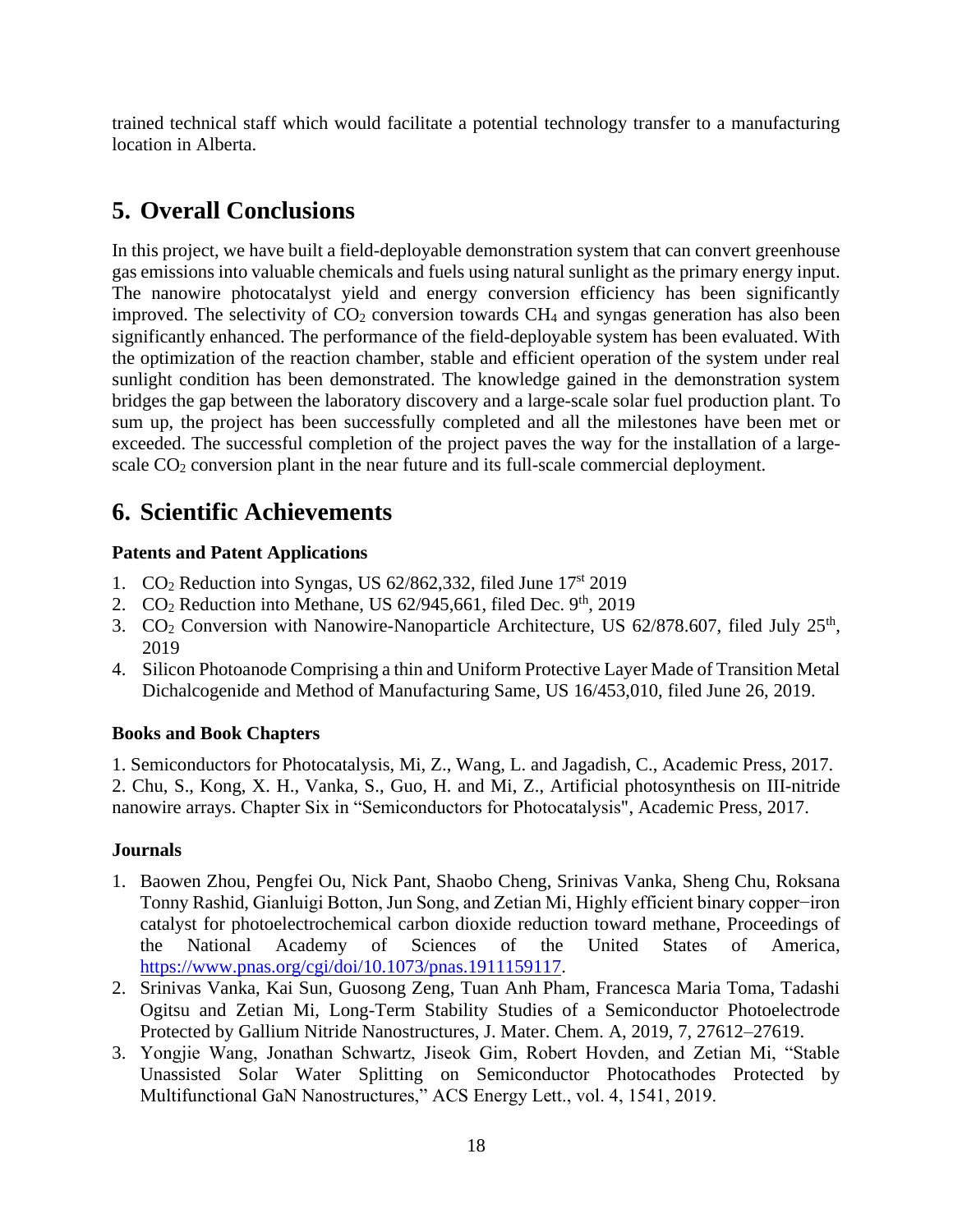trained technical staff which would facilitate a potential technology transfer to a manufacturing location in Alberta.

# 5. Overall Conclusions

In this project, we have built a field-deployable demonstration system that can convert greenhouse gas emissions into valuable chemicals and fuels using natural sunlight as the primary energy input. The nanowire photocatalyst yield and energy conversion efficiency has been significantly improved. The selectivity of $CO_2$ conversion towards $CH_4$ and syngas generation has also been significantly enhanced. The performance of the field-deployable system has been evaluated. With the optimization of the reaction chamber, stable and efficient operation of the system under real sunlight condition has been demonstrated. The knowledge gained in the demonstration system bridges the gap between the laboratory discovery and a large-scale solar fuel production plant. To sum up, the project has been successfully completed and all the milestones have been met or exceeded. The successful completion of the project paves the way for the installation of a large-scale $CO_2$ conversion plant in the near future and its full-scale commercial deployment.

# 6. Scientific Achievements

### Patents and Patent Applications

1. $CO_2$ Reduction into Syngas, US 62/862,332, filed June 17st 2019
2. $CO_2$ Reduction into Methane, US 62/945,661, filed Dec. 9th, 2019
3. $CO_2$ Conversion with Nanowire-Nanoparticle Architecture, US 62/878.607, filed July 25th, 2019
4. Silicon Photoanode Comprising a thin and Uniform Protective Layer Made of Transition Metal Dichalcogenide and Method of Manufacturing Same, US 16/453,010, filed June 26, 2019.

### Books and Book Chapters

1. Semiconductors for Photocatalysis, Mi, Z., Wang, L. and Jagadish, C., Academic Press, 2017.
2. Chu, S., Kong, X. H., Vanka, S., Guo, H. and Mi, Z., Artificial photosynthesis on III-nitride nanowire arrays. Chapter Six in "Semiconductors for Photocatalysis", Academic Press, 2017.

### Journals

1. Baowen Zhou, Pengfei Ou, Nick Pant, Shaobo Cheng, Srinivas Vanka, Sheng Chu, Roksana Tonny Rashid, Gianluigi Botton, Jun Song, and Zetian Mi, Highly efficient binary copper−iron catalyst for photoelectrochemical carbon dioxide reduction toward methane, Proceedings of the National Academy of Sciences of the United States of America, https://www.pnas.org/cgi/doi/10.1073/pnas.1911159117.
2. Srinivas Vanka, Kai Sun, Guosong Zeng, Tuan Anh Pham, Francesca Maria Toma, Tadashi Ogitsu and Zetian Mi, Long-Term Stability Studies of a Semiconductor Photoelectrode Protected by Gallium Nitride Nanostructures, J. Mater. Chem. A, 2019, 7, 27612–27619.
3. Yongjie Wang, Jonathan Schwartz, Jiseok Gim, Robert Hovden, and Zetian Mi, "Stable Unassisted Solar Water Splitting on Semiconductor Photocathodes Protected by Multifunctional GaN Nanostructures," ACS Energy Lett., vol. 4, 1541, 2019.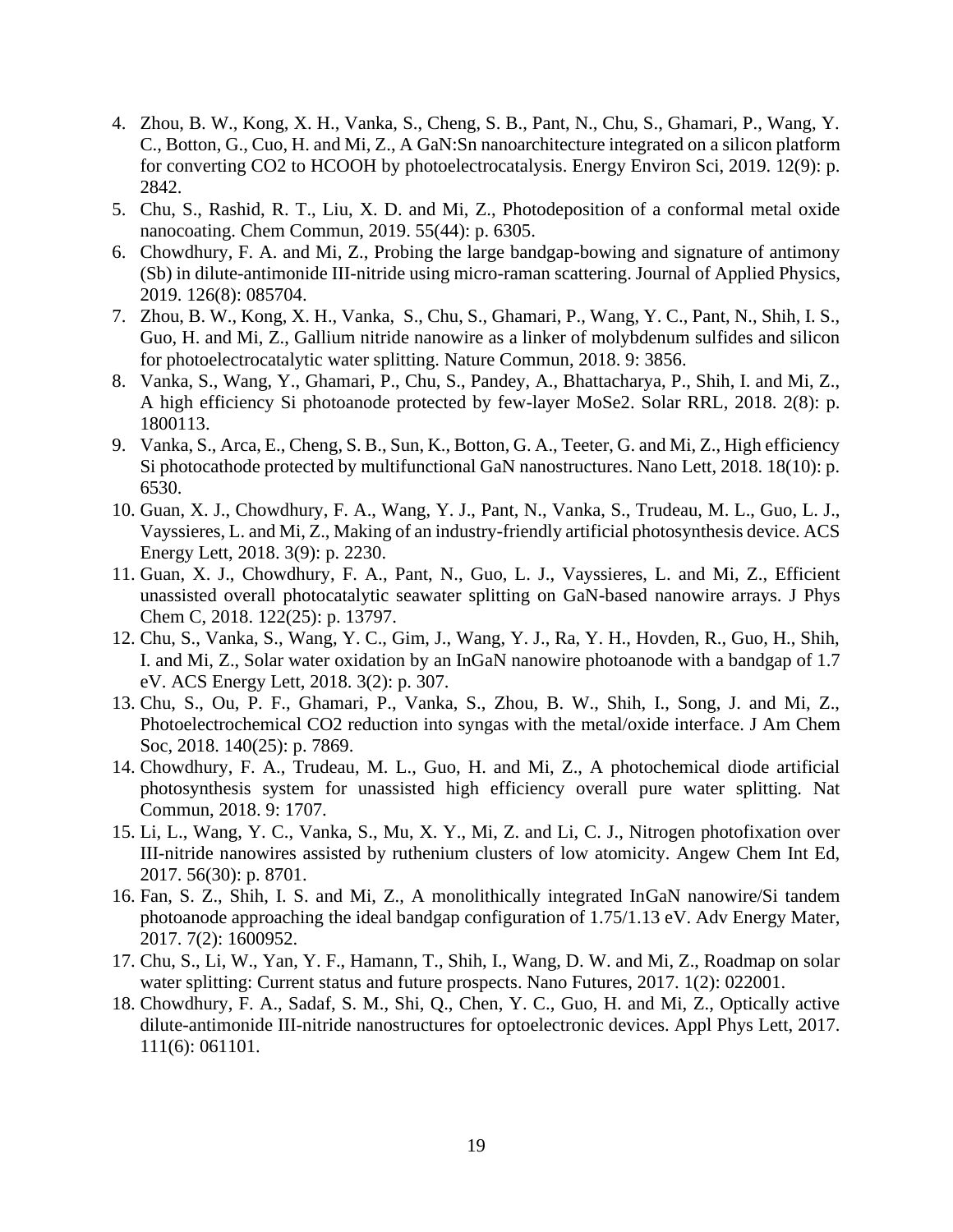4. Zhou, B. W., Kong, X. H., Vanka, S., Cheng, S. B., Pant, N., Chu, S., Ghamari, P., Wang, Y. C., Botton, G., Cuo, H. and Mi, Z., A GaN:Sn nanoarchitecture integrated on a silicon platform for converting CO2 to HCOOH by photoelectrocatalysis. Energy Environ Sci, 2019. 12(9): p. 2842.
5. Chu, S., Rashid, R. T., Liu, X. D. and Mi, Z., Photodeposition of a conformal metal oxide nanocoating. Chem Commun, 2019. 55(44): p. 6305.
6. Chowdhury, F. A. and Mi, Z., Probing the large bandgap-bowing and signature of antimony (Sb) in dilute-antimonide III-nitride using micro-raman scattering. Journal of Applied Physics, 2019. 126(8): 085704.
7. Zhou, B. W., Kong, X. H., Vanka, S., Chu, S., Ghamari, P., Wang, Y. C., Pant, N., Shih, I. S., Guo, H. and Mi, Z., Gallium nitride nanowire as a linker of molybdenum sulfides and silicon for photoelectrocatalytic water splitting. Nature Commun, 2018. 9: 3856.
8. Vanka, S., Wang, Y., Ghamari, P., Chu, S., Pandey, A., Bhattacharya, P., Shih, I. and Mi, Z., A high efficiency Si photoanode protected by few-layer MoSe2. Solar RRL, 2018. 2(8): p. 1800113.
9. Vanka, S., Arca, E., Cheng, S. B., Sun, K., Botton, G. A., Teeter, G. and Mi, Z., High efficiency Si photocathode protected by multifunctional GaN nanostructures. Nano Lett, 2018. 18(10): p. 6530.
10. Guan, X. J., Chowdhury, F. A., Wang, Y. J., Pant, N., Vanka, S., Trudeau, M. L., Guo, L. J., Vayssieres, L. and Mi, Z., Making of an industry-friendly artificial photosynthesis device. ACS Energy Lett, 2018. 3(9): p. 2230.
11. Guan, X. J., Chowdhury, F. A., Pant, N., Guo, L. J., Vayssieres, L. and Mi, Z., Efficient unassisted overall photocatalytic seawater splitting on GaN-based nanowire arrays. J Phys Chem C, 2018. 122(25): p. 13797.
12. Chu, S., Vanka, S., Wang, Y. C., Gim, J., Wang, Y. J., Ra, Y. H., Hovden, R., Guo, H., Shih, I. and Mi, Z., Solar water oxidation by an InGaN nanowire photoanode with a bandgap of 1.7 eV. ACS Energy Lett, 2018. 3(2): p. 307.
13. Chu, S., Ou, P. F., Ghamari, P., Vanka, S., Zhou, B. W., Shih, I., Song, J. and Mi, Z., Photoelectrochemical CO2 reduction into syngas with the metal/oxide interface. J Am Chem Soc, 2018. 140(25): p. 7869.
14. Chowdhury, F. A., Trudeau, M. L., Guo, H. and Mi, Z., A photochemical diode artificial photosynthesis system for unassisted high efficiency overall pure water splitting. Nat Commun, 2018. 9: 1707.
15. Li, L., Wang, Y. C., Vanka, S., Mu, X. Y., Mi, Z. and Li, C. J., Nitrogen photofixation over III-nitride nanowires assisted by ruthenium clusters of low atomicity. Angew Chem Int Ed, 2017. 56(30): p. 8701.
16. Fan, S. Z., Shih, I. S. and Mi, Z., A monolithically integrated InGaN nanowire/Si tandem photoanode approaching the ideal bandgap configuration of 1.75/1.13 eV. Adv Energy Mater, 2017. 7(2): 1600952.
17. Chu, S., Li, W., Yan, Y. F., Hamann, T., Shih, I., Wang, D. W. and Mi, Z., Roadmap on solar water splitting: Current status and future prospects. Nano Futures, 2017. 1(2): 022001.
18. Chowdhury, F. A., Sadaf, S. M., Shi, Q., Chen, Y. C., Guo, H. and Mi, Z., Optically active dilute-antimonide III-nitride nanostructures for optoelectronic devices. Appl Phys Lett, 2017. 111(6): 061101.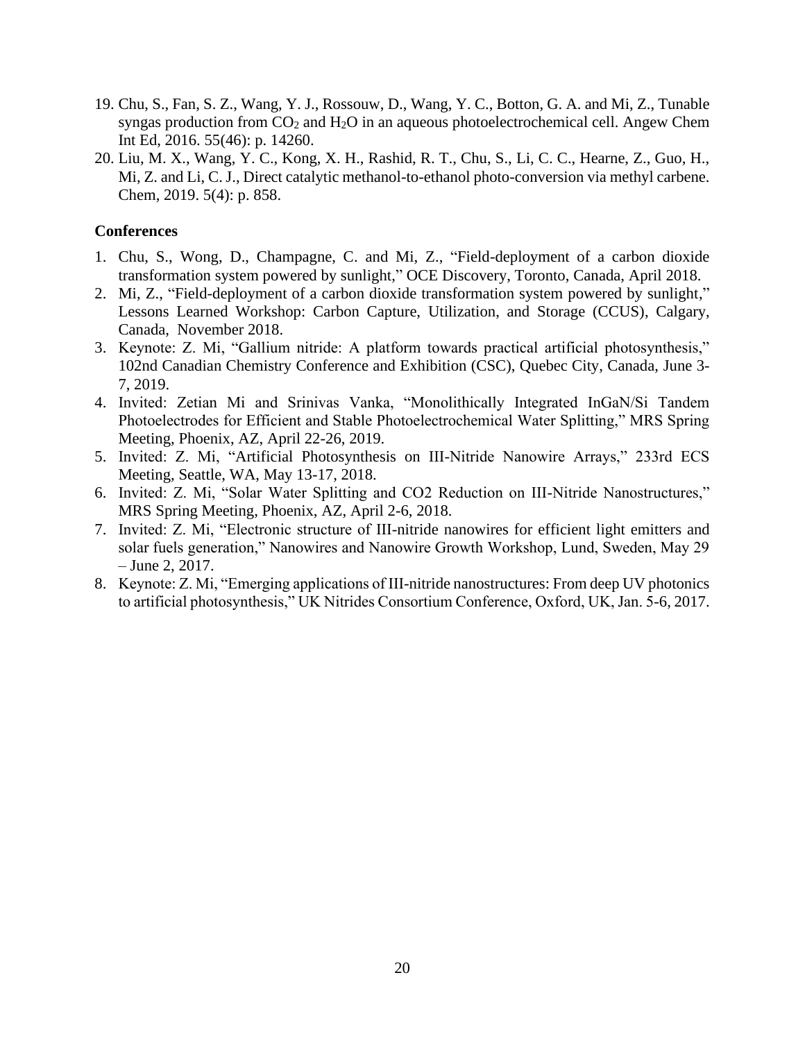19. Chu, S., Fan, S. Z., Wang, Y. J., Rossouw, D., Wang, Y. C., Botton, G. A. and Mi, Z., Tunable syngas production from $CO_2$ and $H_2O$ in an aqueous photoelectrochemical cell. Angew Chem Int Ed, 2016. 55(46): p. 14260.
20. Liu, M. X., Wang, Y. C., Kong, X. H., Rashid, R. T., Chu, S., Li, C. C., Hearne, Z., Guo, H., Mi, Z. and Li, C. J., Direct catalytic methanol-to-ethanol photo-conversion via methyl carbene. Chem, 2019. 5(4): p. 858.

### Conferences

1. Chu, S., Wong, D., Champagne, C. and Mi, Z., "Field-deployment of a carbon dioxide transformation system powered by sunlight," OCE Discovery, Toronto, Canada, April 2018.
2. Mi, Z., "Field-deployment of a carbon dioxide transformation system powered by sunlight," Lessons Learned Workshop: Carbon Capture, Utilization, and Storage (CCUS), Calgary, Canada, November 2018.
3. Keynote: Z. Mi, "Gallium nitride: A platform towards practical artificial photosynthesis," 102nd Canadian Chemistry Conference and Exhibition (CSC), Quebec City, Canada, June 3-7, 2019.
4. Invited: Zetian Mi and Srinivas Vanka, "Monolithically Integrated InGaN/Si Tandem Photoelectrodes for Efficient and Stable Photoelectrochemical Water Splitting," MRS Spring Meeting, Phoenix, AZ, April 22-26, 2019.
5. Invited: Z. Mi, "Artificial Photosynthesis on III-Nitride Nanowire Arrays," 233rd ECS Meeting, Seattle, WA, May 13-17, 2018.
6. Invited: Z. Mi, "Solar Water Splitting and CO2 Reduction on III-Nitride Nanostructures," MRS Spring Meeting, Phoenix, AZ, April 2-6, 2018.
7. Invited: Z. Mi, "Electronic structure of III-nitride nanowires for efficient light emitters and solar fuels generation," Nanowires and Nanowire Growth Workshop, Lund, Sweden, May 29 – June 2, 2017.
8. Keynote: Z. Mi, "Emerging applications of III-nitride nanostructures: From deep UV photonics to artificial photosynthesis," UK Nitrides Consortium Conference, Oxford, UK, Jan. 5-6, 2017.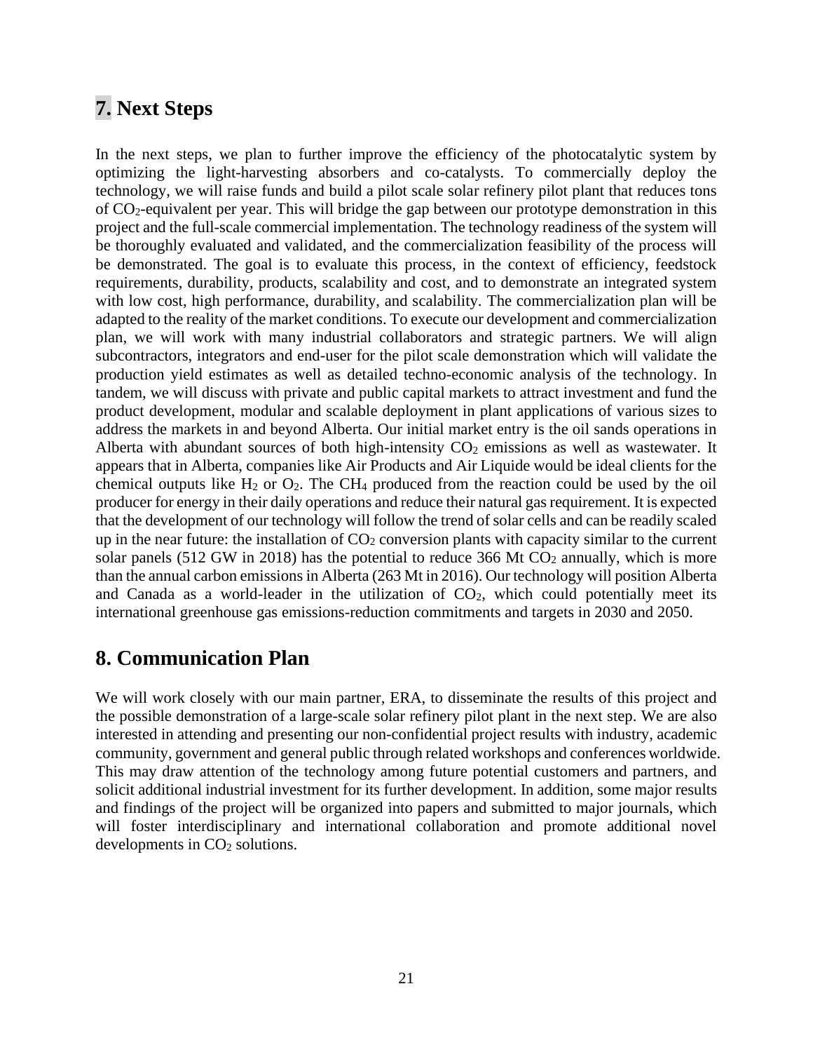## 7. Next Steps

In the next steps, we plan to further improve the efficiency of the photocatalytic system by optimizing the light-harvesting absorbers and co-catalysts. To commercially deploy the technology, we will raise funds and build a pilot scale solar refinery pilot plant that reduces tons of $CO_2$-equivalent per year. This will bridge the gap between our prototype demonstration in this project and the full-scale commercial implementation. The technology readiness of the system will be thoroughly evaluated and validated, and the commercialization feasibility of the process will be demonstrated. The goal is to evaluate this process, in the context of efficiency, feedstock requirements, durability, products, scalability and cost, and to demonstrate an integrated system with low cost, high performance, durability, and scalability. The commercialization plan will be adapted to the reality of the market conditions. To execute our development and commercialization plan, we will work with many industrial collaborators and strategic partners. We will align subcontractors, integrators and end-user for the pilot scale demonstration which will validate the production yield estimates as well as detailed techno-economic analysis of the technology. In tandem, we will discuss with private and public capital markets to attract investment and fund the product development, modular and scalable deployment in plant applications of various sizes to address the markets in and beyond Alberta. Our initial market entry is the oil sands operations in Alberta with abundant sources of both high-intensity $CO_2$ emissions as well as wastewater. It appears that in Alberta, companies like Air Products and Air Liquide would be ideal clients for the chemical outputs like $H_2$ or $O_2$. The $CH_4$ produced from the reaction could be used by the oil producer for energy in their daily operations and reduce their natural gas requirement. It is expected that the development of our technology will follow the trend of solar cells and can be readily scaled up in the near future: the installation of $CO_2$ conversion plants with capacity similar to the current solar panels (512 GW in 2018) has the potential to reduce 366 Mt $CO_2$ annually, which is more than the annual carbon emissions in Alberta (263 Mt in 2016). Our technology will position Alberta and Canada as a world-leader in the utilization of $CO_2$, which could potentially meet its international greenhouse gas emissions-reduction commitments and targets in 2030 and 2050.

## 8. Communication Plan

We will work closely with our main partner, ERA, to disseminate the results of this project and the possible demonstration of a large-scale solar refinery pilot plant in the next step. We are also interested in attending and presenting our non-confidential project results with industry, academic community, government and general public through related workshops and conferences worldwide. This may draw attention of the technology among future potential customers and partners, and solicit additional industrial investment for its further development. In addition, some major results and findings of the project will be organized into papers and submitted to major journals, which will foster interdisciplinary and international collaboration and promote additional novel developments in $CO_2$ solutions.